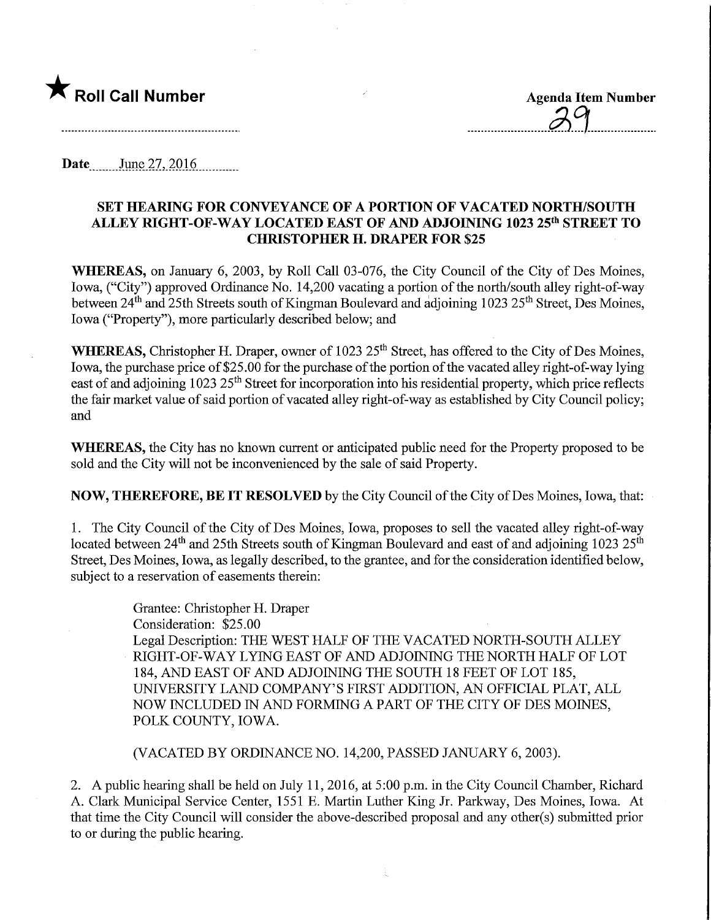★ **Roll Call Number**

**Agenda Item Number**

39

Date June 27, 2016

## SET HEARING FOR CONVEYANCE OF A PORTION OF VACATED NORTH/SOUTH ALLEY RIGHT-OF-WAY LOCATED EAST OF AND ADJOINING 1023 25th STREET TO CHRISTOPHER H. DRAPER FOR $25

**WHEREAS,** on January 6, 2003, by Roll Call 03-076, the City Council of the City of Des Moines, Iowa, ("City") approved Ordinance No. 14,200 vacating a portion of the north/south alley right-of-way between 24th and 25th Streets south of Kingman Boulevard and adjoining 1023 25th Street, Des Moines, Iowa ("Property"), more particularly described below; and

**WHEREAS,** Christopher H. Draper, owner of 1023 25th Street, has offered to the City of Des Moines, Iowa, the purchase price of $25.00 for the purchase of the portion of the vacated alley right-of-way lying east of and adjoining 1023 25th Street for incorporation into his residential property, which price reflects the fair market value of said portion of vacated alley right-of-way as established by City Council policy; and

**WHEREAS,** the City has no known current or anticipated public need for the Property proposed to be sold and the City will not be inconvenienced by the sale of said Property.

**NOW, THEREFORE, BE IT RESOLVED** by the City Council of the City of Des Moines, Iowa, that:

1. The City Council of the City of Des Moines, Iowa, proposes to sell the vacated alley right-of-way located between 24th and 25th Streets south of Kingman Boulevard and east of and adjoining 1023 25th Street, Des Moines, Iowa, as legally described, to the grantee, and for the consideration identified below, subject to a reservation of easements therein:

   Grantee: Christopher H. Draper
   Consideration: $25.00
   Legal Description: THE WEST HALF OF THE VACATED NORTH-SOUTH ALLEY RIGHT-OF-WAY LYING EAST OF AND ADJOINING THE NORTH HALF OF LOT 184, AND EAST OF AND ADJOINING THE SOUTH 18 FEET OF LOT 185, UNIVERSITY LAND COMPANY'S FIRST ADDITION, AN OFFICIAL PLAT, ALL NOW INCLUDED IN AND FORMING A PART OF THE CITY OF DES MOINES, POLK COUNTY, IOWA.

   (VACATED BY ORDINANCE NO. 14,200, PASSED JANUARY 6, 2003).

2. A public hearing shall be held on July 11, 2016, at 5:00 p.m. in the City Council Chamber, Richard A. Clark Municipal Service Center, 1551 E. Martin Luther King Jr. Parkway, Des Moines, Iowa. At that time the City Council will consider the above-described proposal and any other(s) submitted prior to or during the public hearing.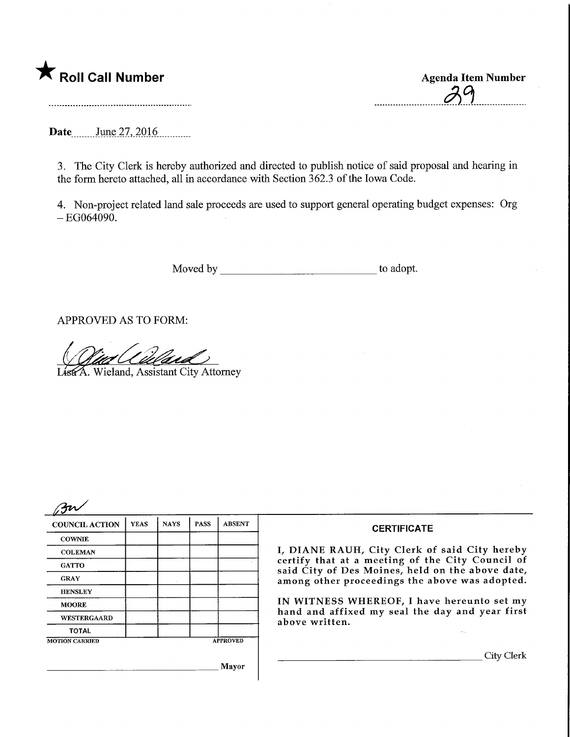★ **Roll Call Number**

**Agenda Item Number**

29

**Date** June 27, 2016

3. The City Clerk is hereby authorized and directed to publish notice of said proposal and hearing in the form hereto attached, all in accordance with Section 362.3 of the Iowa Code.

4. Non-project related land sale proceeds are used to support general operating budget expenses: Org – EG064090.

Moved by ______________________ to adopt.

APPROVED AS TO FORM:

Lisa A. Wieland, Assistant City Attorney

| COUNCIL ACTION | YEAS | NAYS | PASS | ABSENT |
|---|---|---|---|---|
| COWNIE | | | | |
| COLEMAN | | | | |
| GATTO | | | | |
| GRAY | | | | |
| HENSLEY | | | | |
| MOORE | | | | |
| WESTERGAARD | | | | |
| TOTAL | | | | |

MOTION CARRIED APPROVED

______________________ Mayor

**CERTIFICATE**

I, DIANE RAUH, City Clerk of said City hereby certify that at a meeting of the City Council of said City of Des Moines, held on the above date, among other proceedings the above was adopted.

IN WITNESS WHEREOF, I have hereunto set my hand and affixed my seal the day and year first above written.

______________________ City Clerk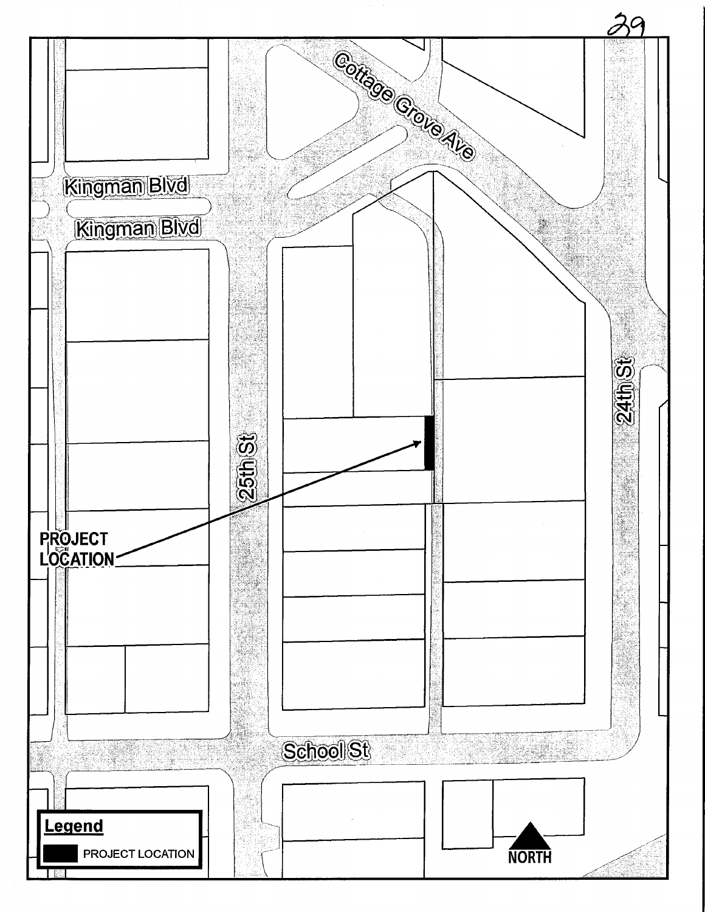Cottage Grove Ave

Kingman Blvd

Kingman Blvd

25th St

24th St

School St

PROJECT LOCATION

**Legend**

PROJECT LOCATION

NORTH